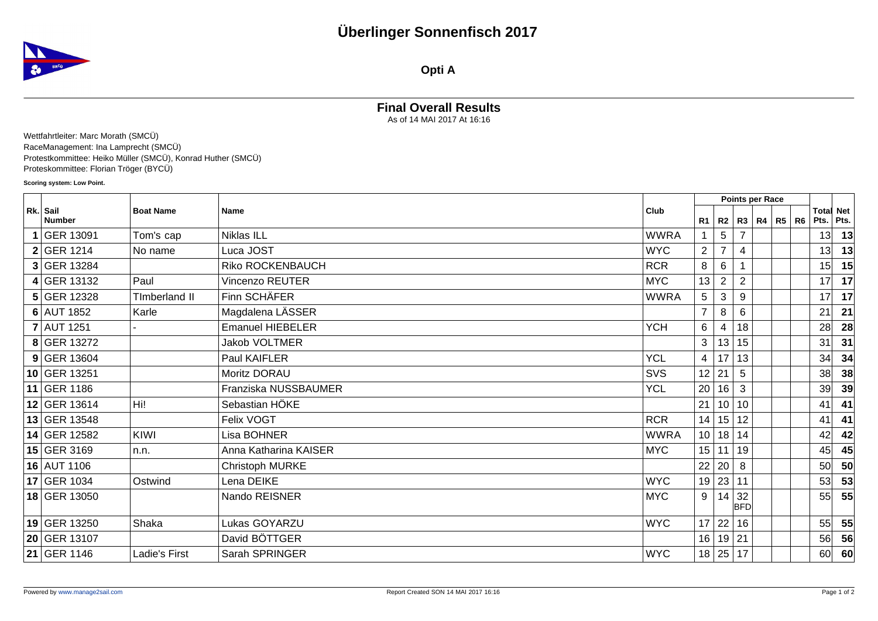# Überlinger Sonnenfisch 2017

## Opti A

### Final Overall Results

As of 14 MAI 2017 At 16:16

Wettfahrtleiter: Marc Morath (SMCÜ)
RaceManagement: Ina Lamprecht (SMCÜ)
Protestkommittee: Heiko Müller (SMCÜ), Konrad Huther (SMCÜ)
Proteskommittee: Florian Tröger (BYCÜ)

**Scoring system: Low Point.**

| Rk. | Sail Number | Boat Name | Name | Club | Points per Race | | | | | | Total Pts. | Net Pts. |
|---|---|---|---|---|---|---|---|---|---|---|---|---|
| | | | | | R1 | R2 | R3 | R4 | R5 | R6 | | |
| **1** | GER 13091 | Tom's cap | Niklas ILL | WWRA | 1 | 5 | 7 | | | | 13 | **13** |
| **2** | GER 1214 | No name | Luca JOST | WYC | 2 | 7 | 4 | | | | 13 | **13** |
| **3** | GER 13284 | | Riko ROCKENBAUCH | RCR | 8 | 6 | 1 | | | | 15 | **15** |
| **4** | GER 13132 | Paul | Vincenzo REUTER | MYC | 13 | 2 | 2 | | | | 17 | **17** |
| **5** | GER 12328 | TImberland II | Finn SCHÄFER | WWRA | 5 | 3 | 9 | | | | 17 | **17** |
| **6** | AUT 1852 | Karle | Magdalena LÄSSER | | 7 | 8 | 6 | | | | 21 | **21** |
| **7** | AUT 1251 | - | Emanuel HIEBELER | YCH | 6 | 4 | 18 | | | | 28 | **28** |
| **8** | GER 13272 | | Jakob VOLTMER | | 3 | 13 | 15 | | | | 31 | **31** |
| **9** | GER 13604 | | Paul KAIFLER | YCL | 4 | 17 | 13 | | | | 34 | **34** |
| **10** | GER 13251 | | Moritz DORAU | SVS | 12 | 21 | 5 | | | | 38 | **38** |
| **11** | GER 1186 | | Franziska NUSSBAUMER | YCL | 20 | 16 | 3 | | | | 39 | **39** |
| **12** | GER 13614 | Hi! | Sebastian HÖKE | | 21 | 10 | 10 | | | | 41 | **41** |
| **13** | GER 13548 | | Felix VOGT | RCR | 14 | 15 | 12 | | | | 41 | **41** |
| **14** | GER 12582 | KIWI | Lisa BOHNER | WWRA | 10 | 18 | 14 | | | | 42 | **42** |
| **15** | GER 3169 | n.n. | Anna Katharina KAISER | MYC | 15 | 11 | 19 | | | | 45 | **45** |
| **16** | AUT 1106 | | Christoph MURKE | | 22 | 20 | 8 | | | | 50 | **50** |
| **17** | GER 1034 | Ostwind | Lena DEIKE | WYC | 19 | 23 | 11 | | | | 53 | **53** |
| **18** | GER 13050 | | Nando REISNER | MYC | 9 | 14 | 32 BFD | | | | 55 | **55** |
| **19** | GER 13250 | Shaka | Lukas GOYARZU | WYC | 17 | 22 | 16 | | | | 55 | **55** |
| **20** | GER 13107 | | David BÖTTGER | | 16 | 19 | 21 | | | | 56 | **56** |
| **21** | GER 1146 | Ladie's First | Sarah SPRINGER | WYC | 18 | 25 | 17 | | | | 60 | **60** |

Powered by www.manage2sail.com

Report Created SON 14 MAI 2017 16:16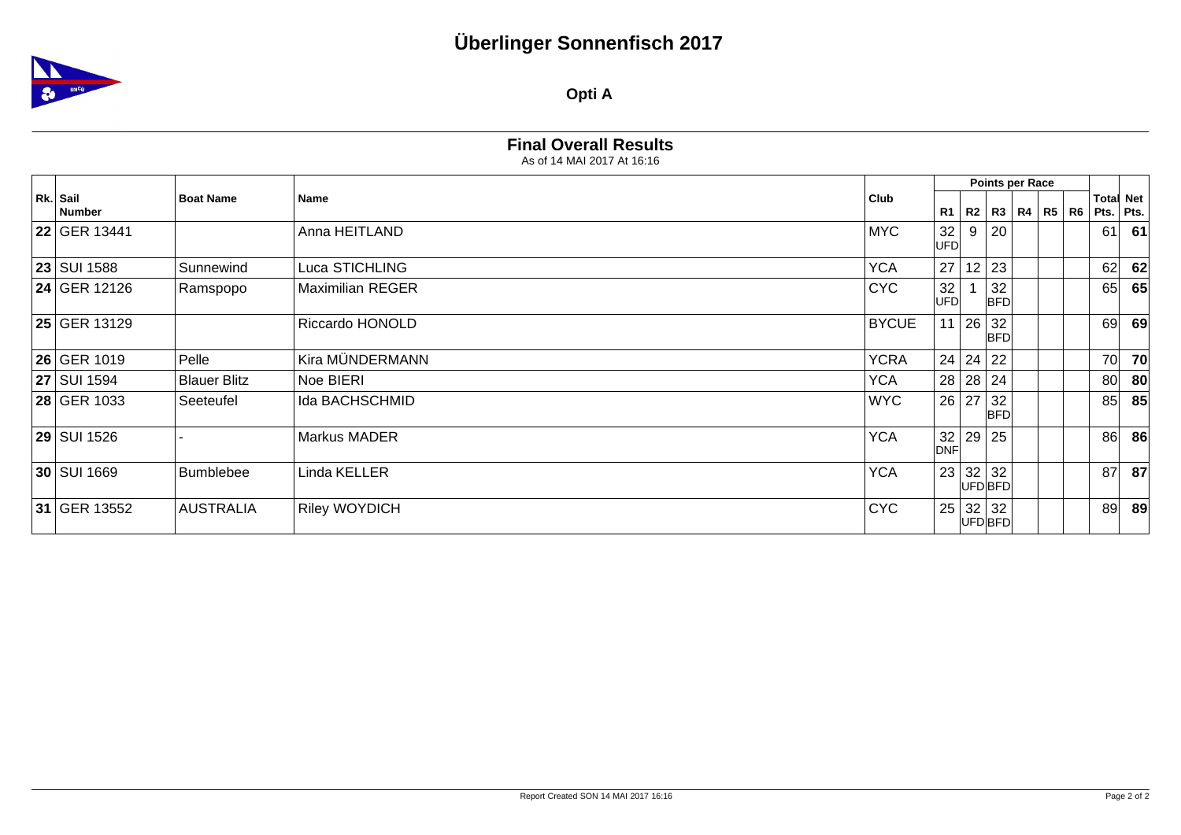# Überlinger Sonnenfisch 2017

## Opti A

### Final Overall Results

As of 14 MAI 2017 At 16:16

| Rk. | Sail Number | Boat Name | Name | Club | R1 | R2 | R3 | R4 | R5 | R6 | Total Pts. | Net Pts. |
|---|---|---|---|---|---|---|---|---|---|---|---|---|
| | | | | | Points per Race | | | | | | | |
| **22** | GER 13441 | | Anna HEITLAND | MYC | 32 UFD | 9 | 20 | | | | 61 | **61** |
| **23** | SUI 1588 | Sunnewind | Luca STICHLING | YCA | 27 | 12 | 23 | | | | 62 | **62** |
| **24** | GER 12126 | Ramspopo | Maximilian REGER | CYC | 32 UFD | 1 | 32 BFD | | | | 65 | **65** |
| **25** | GER 13129 | | Riccardo HONOLD | BYCUE | 11 | 26 | 32 BFD | | | | 69 | **69** |
| **26** | GER 1019 | Pelle | Kira MÜNDERMANN | YCRA | 24 | 24 | 22 | | | | 70 | **70** |
| **27** | SUI 1594 | Blauer Blitz | Noe BIERI | YCA | 28 | 28 | 24 | | | | 80 | **80** |
| **28** | GER 1033 | Seeteufel | Ida BACHSCHMID | WYC | 26 | 27 | 32 BFD | | | | 85 | **85** |
| **29** | SUI 1526 | - | Markus MADER | YCA | 32 DNF | 29 | 25 | | | | 86 | **86** |
| **30** | SUI 1669 | Bumblebee | Linda KELLER | YCA | 23 | 32 UFD | 32 BFD | | | | 87 | **87** |
| **31** | GER 13552 | AUSTRALIA | Riley WOYDICH | CYC | 25 | 32 UFD | 32 BFD | | | | 89 | **89** |

Report Created SON 14 MAI 2017 16:16